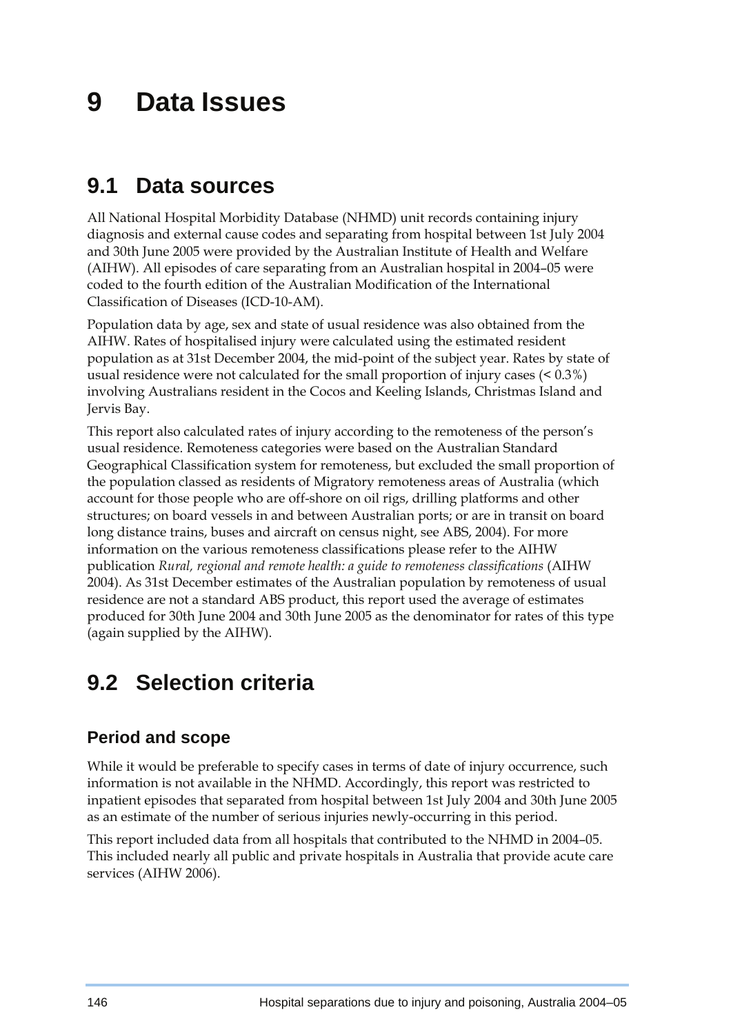# 9 Data Issues

## 9.1 Data sources

All National Hospital Morbidity Database (NHMD) unit records containing injury diagnosis and external cause codes and separating from hospital between 1st July 2004 and 30th June 2005 were provided by the Australian Institute of Health and Welfare (AIHW). All episodes of care separating from an Australian hospital in 2004–05 were coded to the fourth edition of the Australian Modification of the International Classification of Diseases (ICD-10-AM).

Population data by age, sex and state of usual residence was also obtained from the AIHW. Rates of hospitalised injury were calculated using the estimated resident population as at 31st December 2004, the mid-point of the subject year. Rates by state of usual residence were not calculated for the small proportion of injury cases (< 0.3%) involving Australians resident in the Cocos and Keeling Islands, Christmas Island and Jervis Bay.

This report also calculated rates of injury according to the remoteness of the person's usual residence. Remoteness categories were based on the Australian Standard Geographical Classification system for remoteness, but excluded the small proportion of the population classed as residents of Migratory remoteness areas of Australia (which account for those people who are off-shore on oil rigs, drilling platforms and other structures; on board vessels in and between Australian ports; or are in transit on board long distance trains, buses and aircraft on census night, see ABS, 2004). For more information on the various remoteness classifications please refer to the AIHW publication *Rural, regional and remote health: a guide to remoteness classifications* (AIHW 2004). As 31st December estimates of the Australian population by remoteness of usual residence are not a standard ABS product, this report used the average of estimates produced for 30th June 2004 and 30th June 2005 as the denominator for rates of this type (again supplied by the AIHW).

## 9.2 Selection criteria

### Period and scope

While it would be preferable to specify cases in terms of date of injury occurrence, such information is not available in the NHMD. Accordingly, this report was restricted to inpatient episodes that separated from hospital between 1st July 2004 and 30th June 2005 as an estimate of the number of serious injuries newly-occurring in this period.

This report included data from all hospitals that contributed to the NHMD in 2004–05. This included nearly all public and private hospitals in Australia that provide acute care services (AIHW 2006).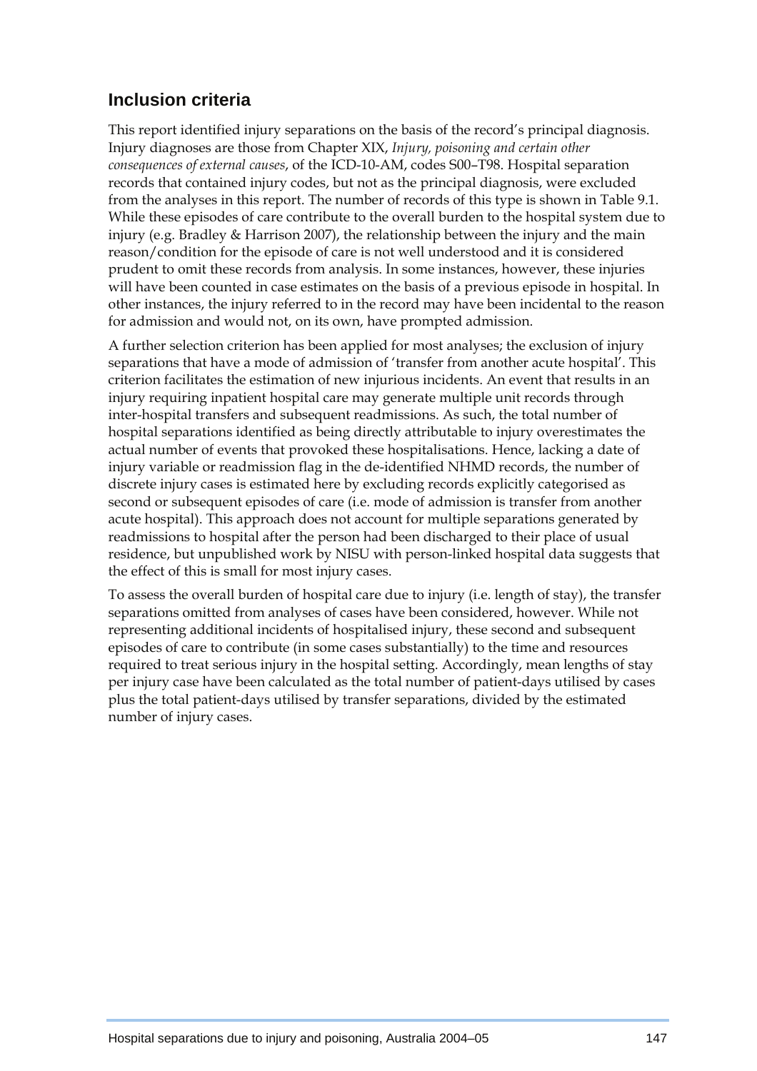## Inclusion criteria

This report identified injury separations on the basis of the record's principal diagnosis. Injury diagnoses are those from Chapter XIX, *Injury, poisoning and certain other consequences of external causes*, of the ICD-10-AM, codes S00–T98. Hospital separation records that contained injury codes, but not as the principal diagnosis, were excluded from the analyses in this report. The number of records of this type is shown in Table 9.1. While these episodes of care contribute to the overall burden to the hospital system due to injury (e.g. Bradley & Harrison 2007), the relationship between the injury and the main reason/condition for the episode of care is not well understood and it is considered prudent to omit these records from analysis. In some instances, however, these injuries will have been counted in case estimates on the basis of a previous episode in hospital. In other instances, the injury referred to in the record may have been incidental to the reason for admission and would not, on its own, have prompted admission.

A further selection criterion has been applied for most analyses; the exclusion of injury separations that have a mode of admission of 'transfer from another acute hospital'. This criterion facilitates the estimation of new injurious incidents. An event that results in an injury requiring inpatient hospital care may generate multiple unit records through inter-hospital transfers and subsequent readmissions. As such, the total number of hospital separations identified as being directly attributable to injury overestimates the actual number of events that provoked these hospitalisations. Hence, lacking a date of injury variable or readmission flag in the de-identified NHMD records, the number of discrete injury cases is estimated here by excluding records explicitly categorised as second or subsequent episodes of care (i.e. mode of admission is transfer from another acute hospital). This approach does not account for multiple separations generated by readmissions to hospital after the person had been discharged to their place of usual residence, but unpublished work by NISU with person-linked hospital data suggests that the effect of this is small for most injury cases.

To assess the overall burden of hospital care due to injury (i.e. length of stay), the transfer separations omitted from analyses of cases have been considered, however. While not representing additional incidents of hospitalised injury, these second and subsequent episodes of care to contribute (in some cases substantially) to the time and resources required to treat serious injury in the hospital setting. Accordingly, mean lengths of stay per injury case have been calculated as the total number of patient-days utilised by cases plus the total patient-days utilised by transfer separations, divided by the estimated number of injury cases.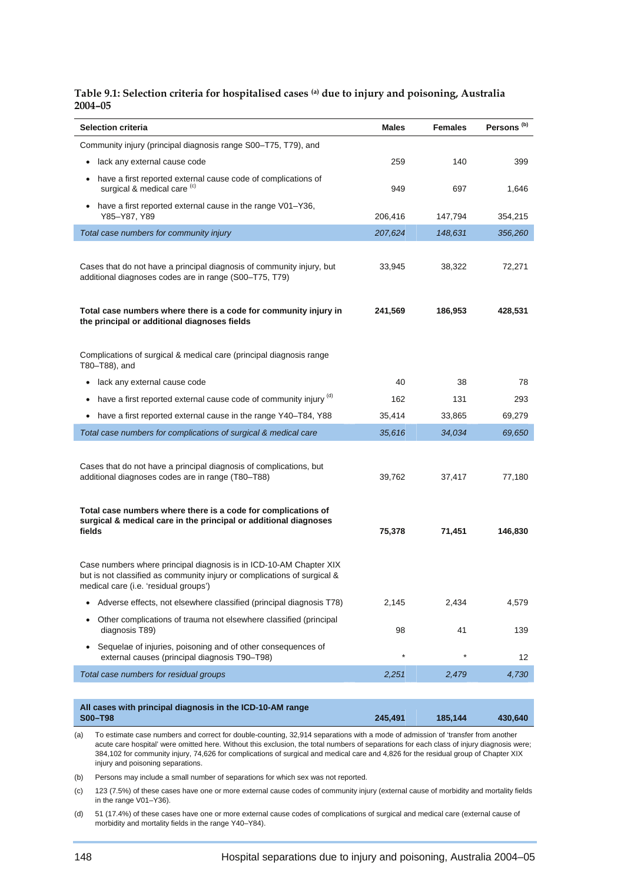**Table 9.1: Selection criteria for hospitalised cases [(a)] due to injury and poisoning, Australia 2004–05**

| Selection criteria | Males | Females | Persons [(b)] |
|---|---|---|---|
| Community injury (principal diagnosis range S00–T75, T79), and | | | |
| • lack any external cause code | 259 | 140 | 399 |
| • have a first reported external cause code of complications of surgical & medical care [(c)] | 949 | 697 | 1,646 |
| • have a first reported external cause in the range V01–Y36, Y85–Y87, Y89 | 206,416 | 147,794 | 354,215 |
| *Total case numbers for community injury* | *207,624* | *148,631* | *356,260* |
| Cases that do not have a principal diagnosis of community injury, but additional diagnoses codes are in range (S00–T75, T79) | 33,945 | 38,322 | 72,271 |
| **Total case numbers where there is a code for community injury in the principal or additional diagnoses fields** | **241,569** | **186,953** | **428,531** |
| Complications of surgical & medical care (principal diagnosis range T80–T88), and | | | |
| • lack any external cause code | 40 | 38 | 78 |
| • have a first reported external cause code of community injury [(d)] | 162 | 131 | 293 |
| • have a first reported external cause in the range Y40–T84, Y88 | 35,414 | 33,865 | 69,279 |
| *Total case numbers for complications of surgical & medical care* | *35,616* | *34,034* | *69,650* |
| Cases that do not have a principal diagnosis of complications, but additional diagnoses codes are in range (T80–T88) | 39,762 | 37,417 | 77,180 |
| **Total case numbers where there is a code for complications of surgical & medical care in the principal or additional diagnoses fields** | **75,378** | **71,451** | **146,830** |
| Case numbers where principal diagnosis is in ICD-10-AM Chapter XIX but is not classified as community injury or complications of surgical & medical care (i.e. 'residual groups') | | | |
| • Adverse effects, not elsewhere classified (principal diagnosis T78) | 2,145 | 2,434 | 4,579 |
| • Other complications of trauma not elsewhere classified (principal diagnosis T89) | 98 | 41 | 139 |
| • Sequelae of injuries, poisoning and of other consequences of external causes (principal diagnosis T90–T98) | * | * | 12 |
| *Total case numbers for residual groups* | *2,251* | *2,479* | *4,730* |
| **All cases with principal diagnosis in the ICD-10-AM range S00–T98** | **245,491** | **185,144** | **430,640** |

(a) To estimate case numbers and correct for double-counting, 32,914 separations with a mode of admission of 'transfer from another acute care hospital' were omitted here. Without this exclusion, the total numbers of separations for each class of injury diagnosis were; 384,102 for community injury, 74,626 for complications of surgical and medical care and 4,826 for the residual group of Chapter XIX injury and poisoning separations.

(b) Persons may include a small number of separations for which sex was not reported.

(c) 123 (7.5%) of these cases have one or more external cause codes of community injury (external cause of morbidity and mortality fields in the range V01–Y36).

(d) 51 (17.4%) of these cases have one or more external cause codes of complications of surgical and medical care (external cause of morbidity and mortality fields in the range Y40–Y84).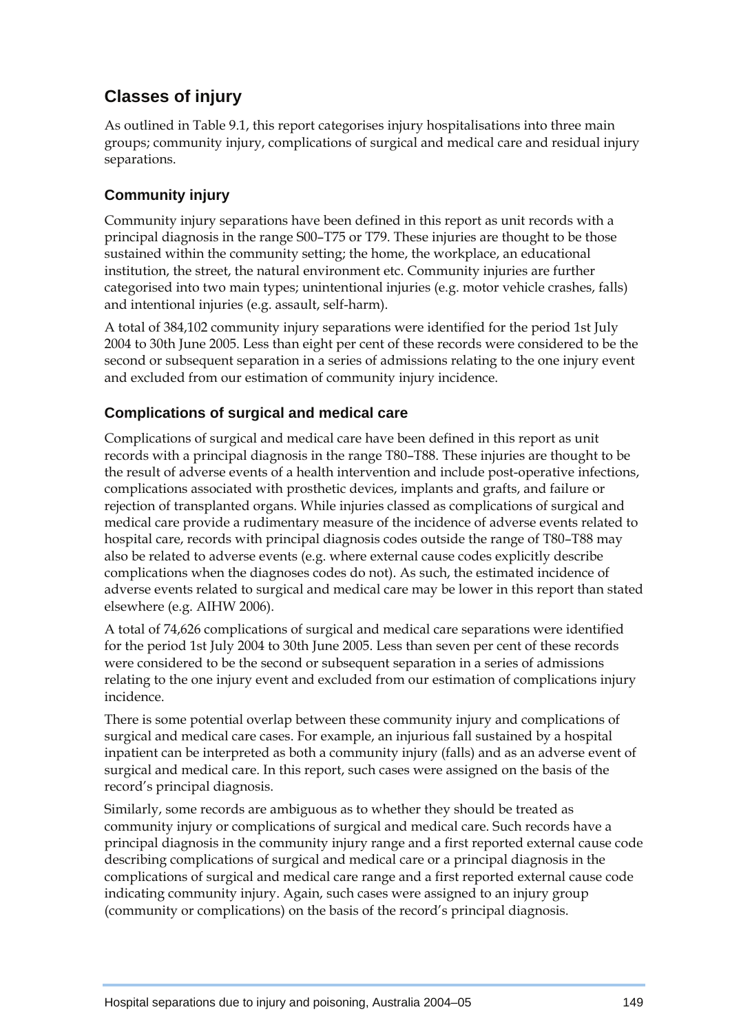## Classes of injury

As outlined in Table 9.1, this report categorises injury hospitalisations into three main groups; community injury, complications of surgical and medical care and residual injury separations.

### Community injury

Community injury separations have been defined in this report as unit records with a principal diagnosis in the range S00–T75 or T79. These injuries are thought to be those sustained within the community setting; the home, the workplace, an educational institution, the street, the natural environment etc. Community injuries are further categorised into two main types; unintentional injuries (e.g. motor vehicle crashes, falls) and intentional injuries (e.g. assault, self-harm).

A total of 384,102 community injury separations were identified for the period 1st July 2004 to 30th June 2005. Less than eight per cent of these records were considered to be the second or subsequent separation in a series of admissions relating to the one injury event and excluded from our estimation of community injury incidence.

### Complications of surgical and medical care

Complications of surgical and medical care have been defined in this report as unit records with a principal diagnosis in the range T80–T88. These injuries are thought to be the result of adverse events of a health intervention and include post-operative infections, complications associated with prosthetic devices, implants and grafts, and failure or rejection of transplanted organs. While injuries classed as complications of surgical and medical care provide a rudimentary measure of the incidence of adverse events related to hospital care, records with principal diagnosis codes outside the range of T80–T88 may also be related to adverse events (e.g. where external cause codes explicitly describe complications when the diagnoses codes do not). As such, the estimated incidence of adverse events related to surgical and medical care may be lower in this report than stated elsewhere (e.g. AIHW 2006).

A total of 74,626 complications of surgical and medical care separations were identified for the period 1st July 2004 to 30th June 2005. Less than seven per cent of these records were considered to be the second or subsequent separation in a series of admissions relating to the one injury event and excluded from our estimation of complications injury incidence.

There is some potential overlap between these community injury and complications of surgical and medical care cases. For example, an injurious fall sustained by a hospital inpatient can be interpreted as both a community injury (falls) and as an adverse event of surgical and medical care. In this report, such cases were assigned on the basis of the record's principal diagnosis.

Similarly, some records are ambiguous as to whether they should be treated as community injury or complications of surgical and medical care. Such records have a principal diagnosis in the community injury range and a first reported external cause code describing complications of surgical and medical care or a principal diagnosis in the complications of surgical and medical care range and a first reported external cause code indicating community injury. Again, such cases were assigned to an injury group (community or complications) on the basis of the record's principal diagnosis.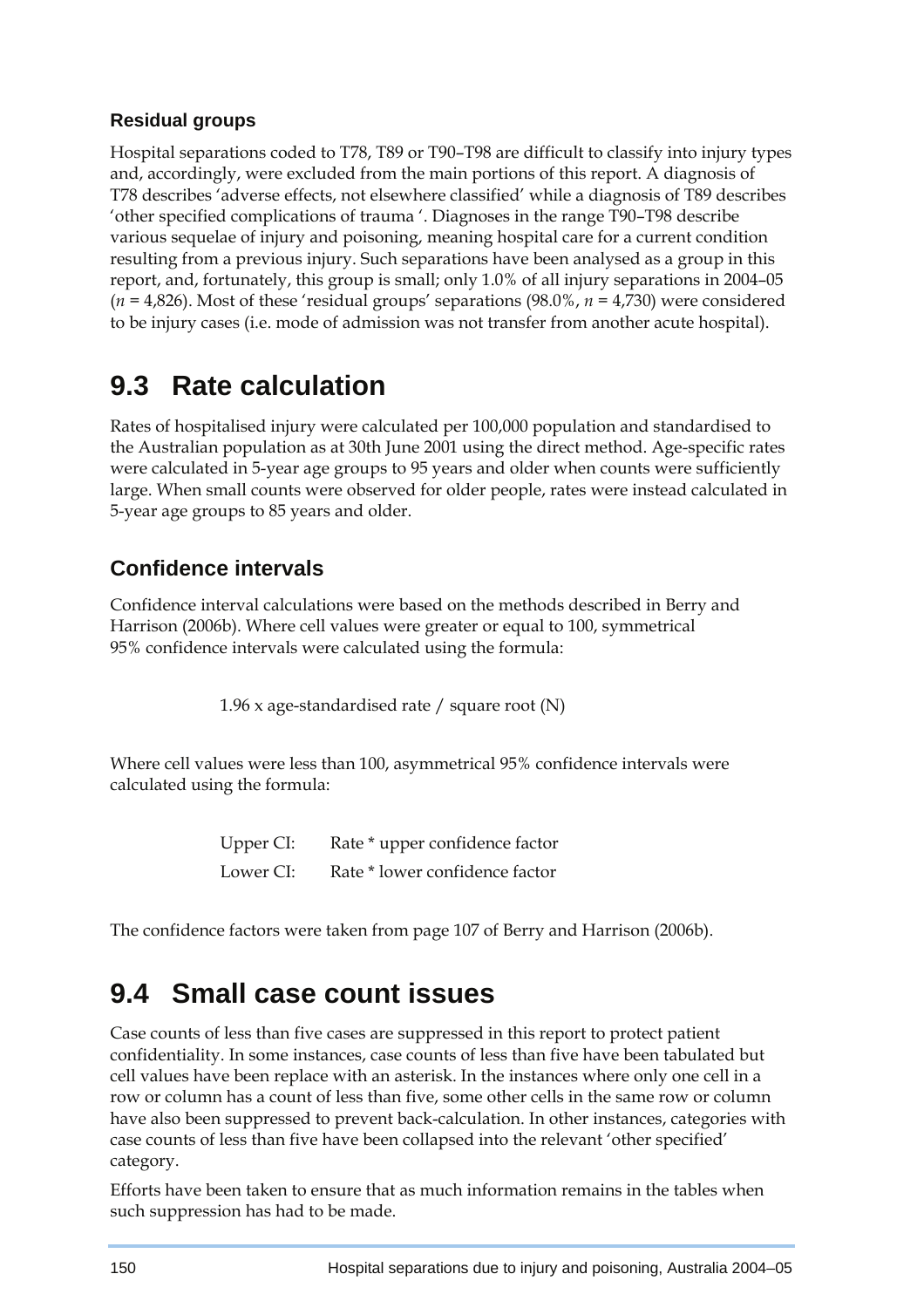### Residual groups

Hospital separations coded to T78, T89 or T90–T98 are difficult to classify into injury types and, accordingly, were excluded from the main portions of this report. A diagnosis of T78 describes 'adverse effects, not elsewhere classified' while a diagnosis of T89 describes 'other specified complications of trauma '. Diagnoses in the range T90–T98 describe various sequelae of injury and poisoning, meaning hospital care for a current condition resulting from a previous injury. Such separations have been analysed as a group in this report, and, fortunately, this group is small; only 1.0% of all injury separations in 2004–05 ($n$ = 4,826). Most of these 'residual groups' separations (98.0%, $n$ = 4,730) were considered to be injury cases (i.e. mode of admission was not transfer from another acute hospital).

## 9.3 Rate calculation

Rates of hospitalised injury were calculated per 100,000 population and standardised to the Australian population as at 30th June 2001 using the direct method. Age-specific rates were calculated in 5-year age groups to 95 years and older when counts were sufficiently large. When small counts were observed for older people, rates were instead calculated in 5-year age groups to 85 years and older.

### Confidence intervals

Confidence interval calculations were based on the methods described in Berry and Harrison (2006b). Where cell values were greater or equal to 100, symmetrical 95% confidence intervals were calculated using the formula:

1.96 x age-standardised rate / square root (N)

Where cell values were less than 100, asymmetrical 95% confidence intervals were calculated using the formula:

Upper CI: Rate * upper confidence factor

Lower CI: Rate * lower confidence factor

The confidence factors were taken from page 107 of Berry and Harrison (2006b).

## 9.4 Small case count issues

Case counts of less than five cases are suppressed in this report to protect patient confidentiality. In some instances, case counts of less than five have been tabulated but cell values have been replace with an asterisk. In the instances where only one cell in a row or column has a count of less than five, some other cells in the same row or column have also been suppressed to prevent back-calculation. In other instances, categories with case counts of less than five have been collapsed into the relevant 'other specified' category.

Efforts have been taken to ensure that as much information remains in the tables when such suppression has had to be made.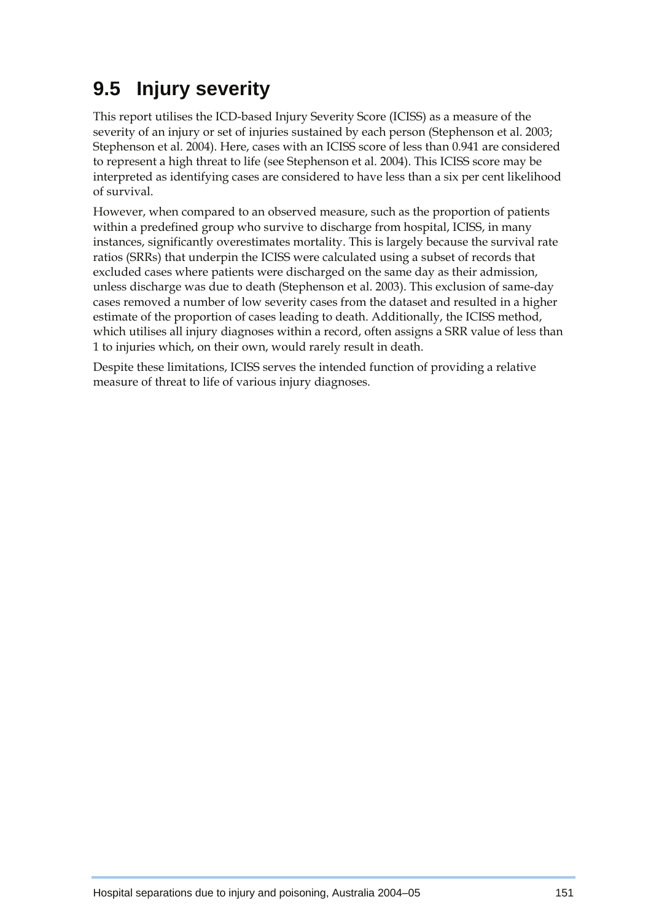## 9.5 Injury severity

This report utilises the ICD-based Injury Severity Score (ICISS) as a measure of the severity of an injury or set of injuries sustained by each person (Stephenson et al. 2003; Stephenson et al. 2004). Here, cases with an ICISS score of less than 0.941 are considered to represent a high threat to life (see Stephenson et al. 2004). This ICISS score may be interpreted as identifying cases are considered to have less than a six per cent likelihood of survival.

However, when compared to an observed measure, such as the proportion of patients within a predefined group who survive to discharge from hospital, ICISS, in many instances, significantly overestimates mortality. This is largely because the survival rate ratios (SRRs) that underpin the ICISS were calculated using a subset of records that excluded cases where patients were discharged on the same day as their admission, unless discharge was due to death (Stephenson et al. 2003). This exclusion of same-day cases removed a number of low severity cases from the dataset and resulted in a higher estimate of the proportion of cases leading to death. Additionally, the ICISS method, which utilises all injury diagnoses within a record, often assigns a SRR value of less than 1 to injuries which, on their own, would rarely result in death.

Despite these limitations, ICISS serves the intended function of providing a relative measure of threat to life of various injury diagnoses.